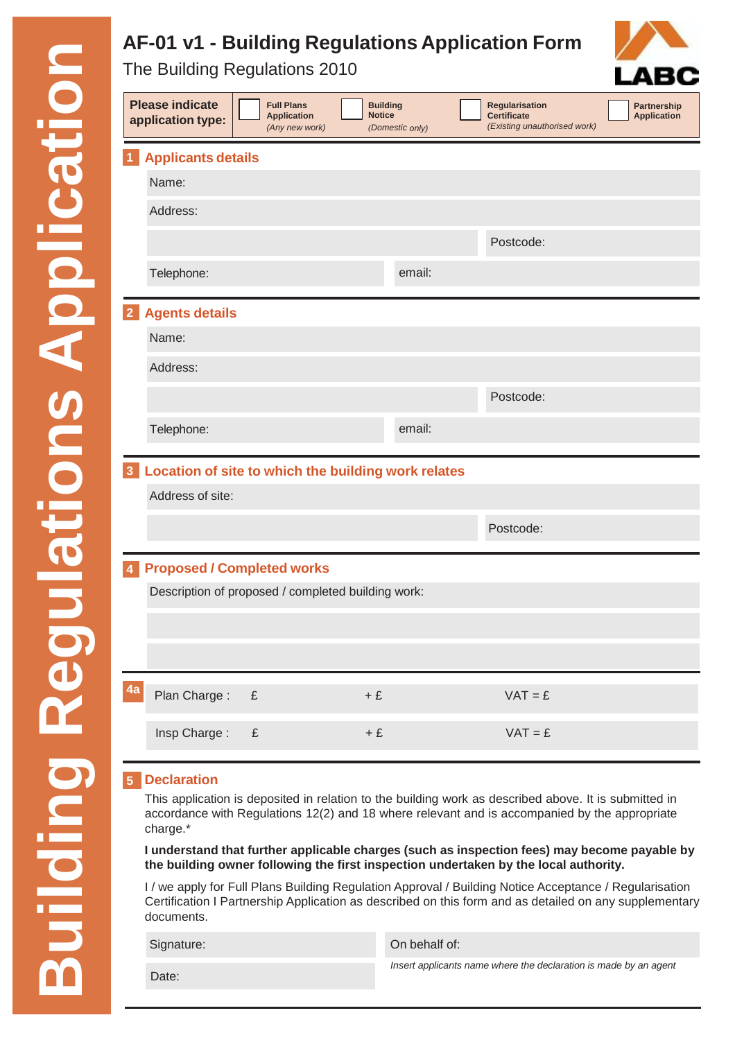# AF-01 v1 - Building Regulations Application Form

The Building Regulations 2010

**Building Regulations Application**

| **Please indicate application type:** | ☐ **Full Plans Application** *(Any new work)* | ☐ **Building Notice** *(Domestic only)* | ☐ **Regularisation Certificate** *(Existing unauthorised work)* | ☐ **Partnership Application** |
|---|---|---|---|---|

## 1 Applicants details

Name:

Address:

Postcode:

Telephone:

email:

## 2 Agents details

Name:

Address:

Postcode:

Telephone:

email:

## 3 Location of site to which the building work relates

Address of site:

Postcode:

## 4 Proposed / Completed works

Description of proposed / completed building work:

## 4a

| | | | |
|---|---|---|---|
| Plan Charge : | £ | + £ | VAT = £ |
| Insp Charge : | £ | + £ | VAT = £ |

## 5 Declaration

This application is deposited in relation to the building work as described above. It is submitted in accordance with Regulations 12(2) and 18 where relevant and is accompanied by the appropriate charge.*

**I understand that further applicable charges (such as inspection fees) may become payable by the building owner following the first inspection undertaken by the local authority.**

I / we apply for Full Plans Building Regulation Approval / Building Notice Acceptance / Regularisation Certification I Partnership Application as described on this form and as detailed on any supplementary documents.

Signature:

On behalf of:

*Insert applicants name where the declaration is made by an agent*

Date: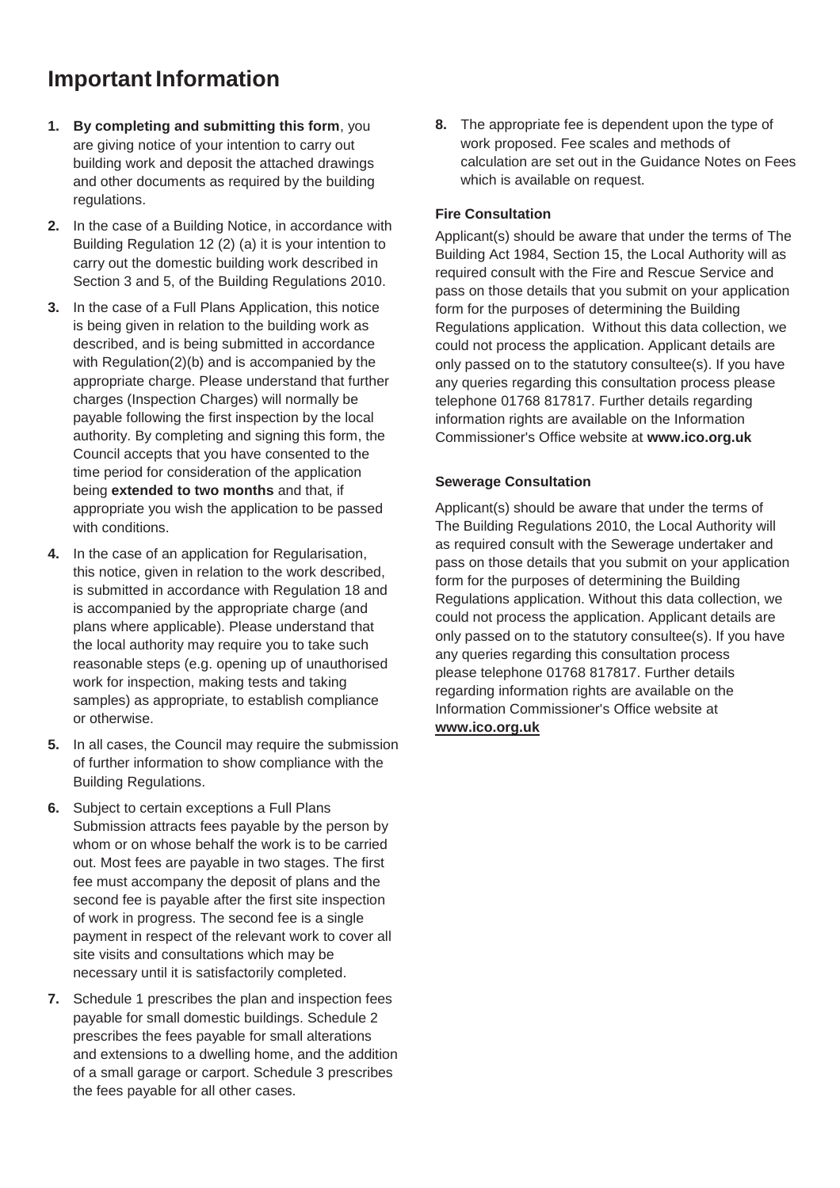# Important Information

1. **By completing and submitting this form**, you are giving notice of your intention to carry out building work and deposit the attached drawings and other documents as required by the building regulations.
2. In the case of a Building Notice, in accordance with Building Regulation 12 (2) (a) it is your intention to carry out the domestic building work described in Section 3 and 5, of the Building Regulations 2010.
3. In the case of a Full Plans Application, this notice is being given in relation to the building work as described, and is being submitted in accordance with Regulation(2)(b) and is accompanied by the appropriate charge. Please understand that further charges (Inspection Charges) will normally be payable following the first inspection by the local authority. By completing and signing this form, the Council accepts that you have consented to the time period for consideration of the application being **extended to two months** and that, if appropriate you wish the application to be passed with conditions.
4. In the case of an application for Regularisation, this notice, given in relation to the work described, is submitted in accordance with Regulation 18 and is accompanied by the appropriate charge (and plans where applicable). Please understand that the local authority may require you to take such reasonable steps (e.g. opening up of unauthorised work for inspection, making tests and taking samples) as appropriate, to establish compliance or otherwise.
5. In all cases, the Council may require the submission of further information to show compliance with the Building Regulations.
6. Subject to certain exceptions a Full Plans Submission attracts fees payable by the person by whom or on whose behalf the work is to be carried out. Most fees are payable in two stages. The first fee must accompany the deposit of plans and the second fee is payable after the first site inspection of work in progress. The second fee is a single payment in respect of the relevant work to cover all site visits and consultations which may be necessary until it is satisfactorily completed.
7. Schedule 1 prescribes the plan and inspection fees payable for small domestic buildings. Schedule 2 prescribes the fees payable for small alterations and extensions to a dwelling home, and the addition of a small garage or carport. Schedule 3 prescribes the fees payable for all other cases.
8. The appropriate fee is dependent upon the type of work proposed. Fee scales and methods of calculation are set out in the Guidance Notes on Fees which is available on request.

**Fire Consultation**

Applicant(s) should be aware that under the terms of The Building Act 1984, Section 15, the Local Authority will as required consult with the Fire and Rescue Service and pass on those details that you submit on your application form for the purposes of determining the Building Regulations application. Without this data collection, we could not process the application. Applicant details are only passed on to the statutory consultee(s). If you have any queries regarding this consultation process please telephone 01768 817817. Further details regarding information rights are available on the Information Commissioner's Office website at **www.ico.org.uk**

**Sewerage Consultation**

Applicant(s) should be aware that under the terms of The Building Regulations 2010, the Local Authority will as required consult with the Sewerage undertaker and pass on those details that you submit on your application form for the purposes of determining the Building Regulations application. Without this data collection, we could not process the application. Applicant details are only passed on to the statutory consultee(s). If you have any queries regarding this consultation process please telephone 01768 817817. Further details regarding information rights are available on the Information Commissioner's Office website at **www.ico.org.uk**